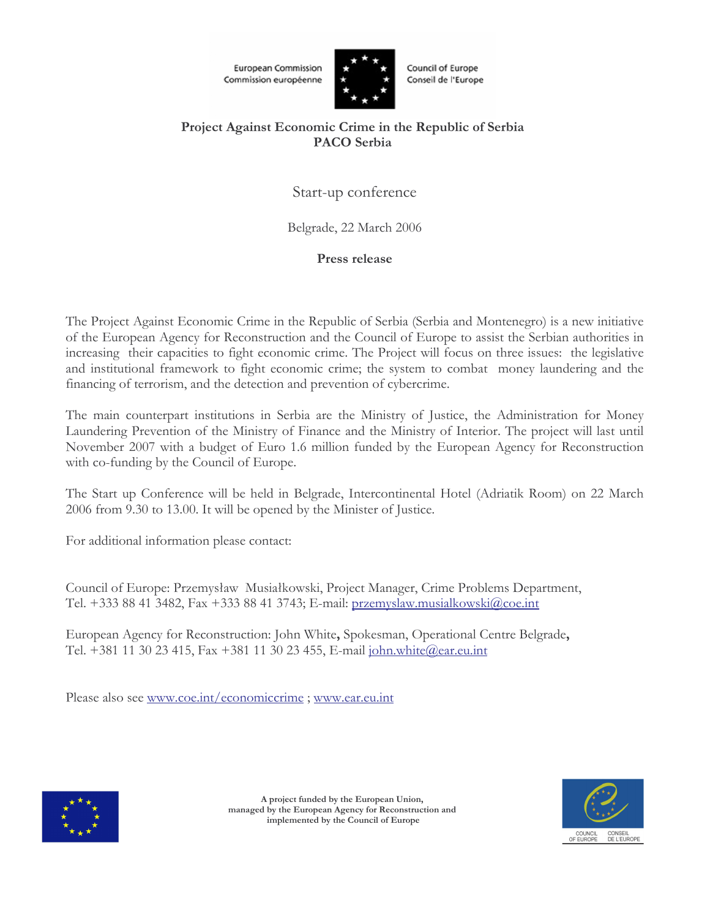European Commission
Commission européenne

Council of Europe
Conseil de l'Europe

**Project Against Economic Crime in the Republic of Serbia**
**PACO Serbia**

Start-up conference

Belgrade, 22 March 2006

**Press release**

The Project Against Economic Crime in the Republic of Serbia (Serbia and Montenegro) is a new initiative of the European Agency for Reconstruction and the Council of Europe to assist the Serbian authorities in increasing their capacities to fight economic crime. The Project will focus on three issues: the legislative and institutional framework to fight economic crime; the system to combat money laundering and the financing of terrorism, and the detection and prevention of cybercrime.

The main counterpart institutions in Serbia are the Ministry of Justice, the Administration for Money Laundering Prevention of the Ministry of Finance and the Ministry of Interior. The project will last until November 2007 with a budget of Euro 1.6 million funded by the European Agency for Reconstruction with co-funding by the Council of Europe.

The Start up Conference will be held in Belgrade, Intercontinental Hotel (Adriatik Room) on 22 March 2006 from 9.30 to 13.00. It will be opened by the Minister of Justice.

For additional information please contact:

Council of Europe: Przemysław Musiałkowski, Project Manager, Crime Problems Department,
Tel. +333 88 41 3482, Fax +333 88 41 3743; E-mail: przemyslaw.musialkowski@coe.int

European Agency for Reconstruction: John White**,** Spokesman, Operational Centre Belgrade**,**
Tel. +381 11 30 23 415, Fax +381 11 30 23 455, E-mail john.white@ear.eu.int

Please also see www.coe.int/economiccrime ; www.ear.eu.int

**A project funded by the European Union, managed by the European Agency for Reconstruction and implemented by the Council of Europe**

COUNCIL OF EUROPE CONSEIL DE L'EUROPE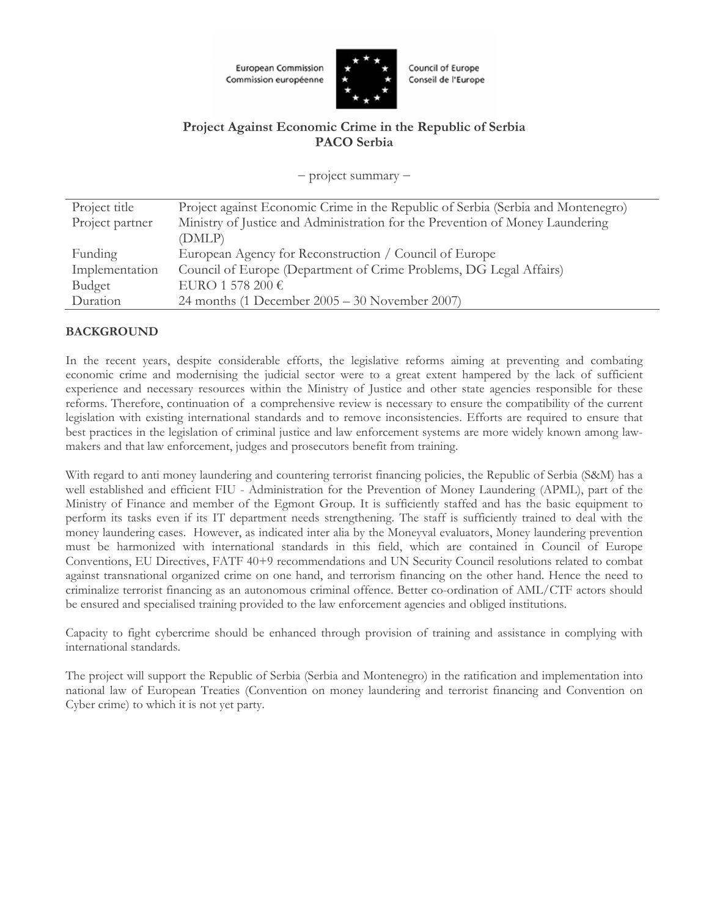European Commission
Commission européenne

Council of Europe
Conseil de l'Europe

**Project Against Economic Crime in the Republic of Serbia**
**PACO Serbia**

– project summary –

| | |
|---|---|
| Project title | Project against Economic Crime in the Republic of Serbia (Serbia and Montenegro) |
| Project partner | Ministry of Justice and Administration for the Prevention of Money Laundering (DMLP) |
| Funding | European Agency for Reconstruction / Council of Europe |
| Implementation | Council of Europe (Department of Crime Problems, DG Legal Affairs) |
| Budget | EURO 1 578 200 € |
| Duration | 24 months (1 December 2005 – 30 November 2007) |

**BACKGROUND**

In the recent years, despite considerable efforts, the legislative reforms aiming at preventing and combating economic crime and modernising the judicial sector were to a great extent hampered by the lack of sufficient experience and necessary resources within the Ministry of Justice and other state agencies responsible for these reforms. Therefore, continuation of a comprehensive review is necessary to ensure the compatibility of the current legislation with existing international standards and to remove inconsistencies. Efforts are required to ensure that best practices in the legislation of criminal justice and law enforcement systems are more widely known among law-makers and that law enforcement, judges and prosecutors benefit from training.

With regard to anti money laundering and countering terrorist financing policies, the Republic of Serbia (S&M) has a well established and efficient FIU - Administration for the Prevention of Money Laundering (APML), part of the Ministry of Finance and member of the Egmont Group. It is sufficiently staffed and has the basic equipment to perform its tasks even if its IT department needs strengthening. The staff is sufficiently trained to deal with the money laundering cases. However, as indicated inter alia by the Moneyval evaluators, Money laundering prevention must be harmonized with international standards in this field, which are contained in Council of Europe Conventions, EU Directives, FATF 40+9 recommendations and UN Security Council resolutions related to combat against transnational organized crime on one hand, and terrorism financing on the other hand. Hence the need to criminalize terrorist financing as an autonomous criminal offence. Better co-ordination of AML/CTF actors should be ensured and specialised training provided to the law enforcement agencies and obliged institutions.

Capacity to fight cybercrime should be enhanced through provision of training and assistance in complying with international standards.

The project will support the Republic of Serbia (Serbia and Montenegro) in the ratification and implementation into national law of European Treaties (Convention on money laundering and terrorist financing and Convention on Cyber crime) to which it is not yet party.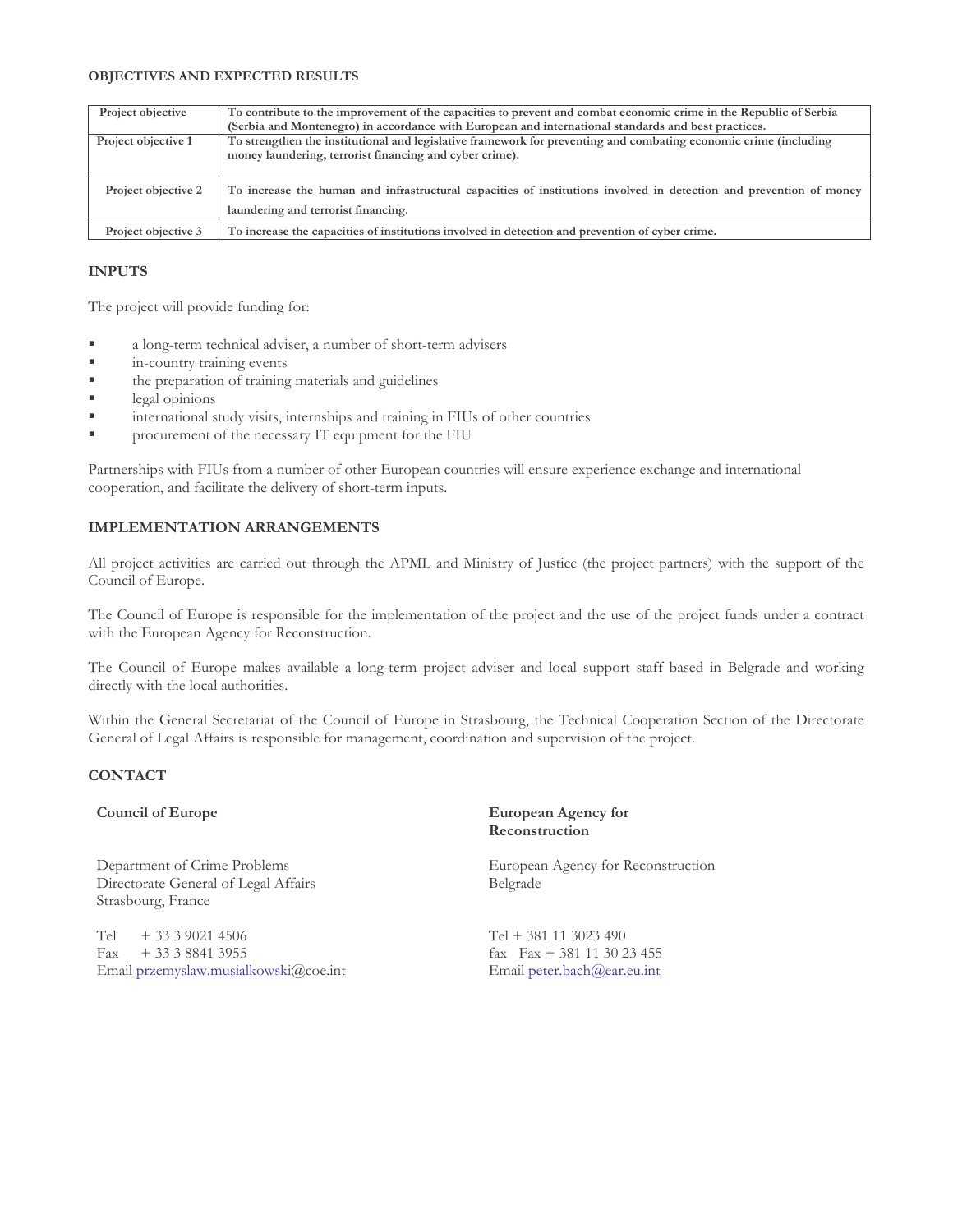**OBJECTIVES AND EXPECTED RESULTS**

| Project objective | To contribute to the improvement of the capacities to prevent and combat economic crime in the Republic of Serbia (Serbia and Montenegro) in accordance with European and international standards and best practices. |
|---|---|
| Project objective 1 | To strengthen the institutional and legislative framework for preventing and combating economic crime (including money laundering, terrorist financing and cyber crime). |
| Project objective 2 | To increase the human and infrastructural capacities of institutions involved in detection and prevention of money laundering and terrorist financing. |
| Project objective 3 | To increase the capacities of institutions involved in detection and prevention of cyber crime. |

## INPUTS

The project will provide funding for:

- a long-term technical adviser, a number of short-term advisers
- in-country training events
- the preparation of training materials and guidelines
- legal opinions
- international study visits, internships and training in FIUs of other countries
- procurement of the necessary IT equipment for the FIU

Partnerships with FIUs from a number of other European countries will ensure experience exchange and international cooperation, and facilitate the delivery of short-term inputs.

## IMPLEMENTATION ARRANGEMENTS

All project activities are carried out through the APML and Ministry of Justice (the project partners) with the support of the Council of Europe.

The Council of Europe is responsible for the implementation of the project and the use of the project funds under a contract with the European Agency for Reconstruction.

The Council of Europe makes available a long-term project adviser and local support staff based in Belgrade and working directly with the local authorities.

Within the General Secretariat of the Council of Europe in Strasbourg, the Technical Cooperation Section of the Directorate General of Legal Affairs is responsible for management, coordination and supervision of the project.

## CONTACT

**Council of Europe**

Department of Crime Problems
Directorate General of Legal Affairs
Strasbourg, France

Tel + 33 3 9021 4506
Fax + 33 3 8841 3955
Email przemyslaw.musialkowski@coe.int

**European Agency for Reconstruction**

European Agency for Reconstruction
Belgrade

Tel + 381 11 3023 490
fax Fax + 381 11 30 23 455
Email peter.bach@ear.eu.int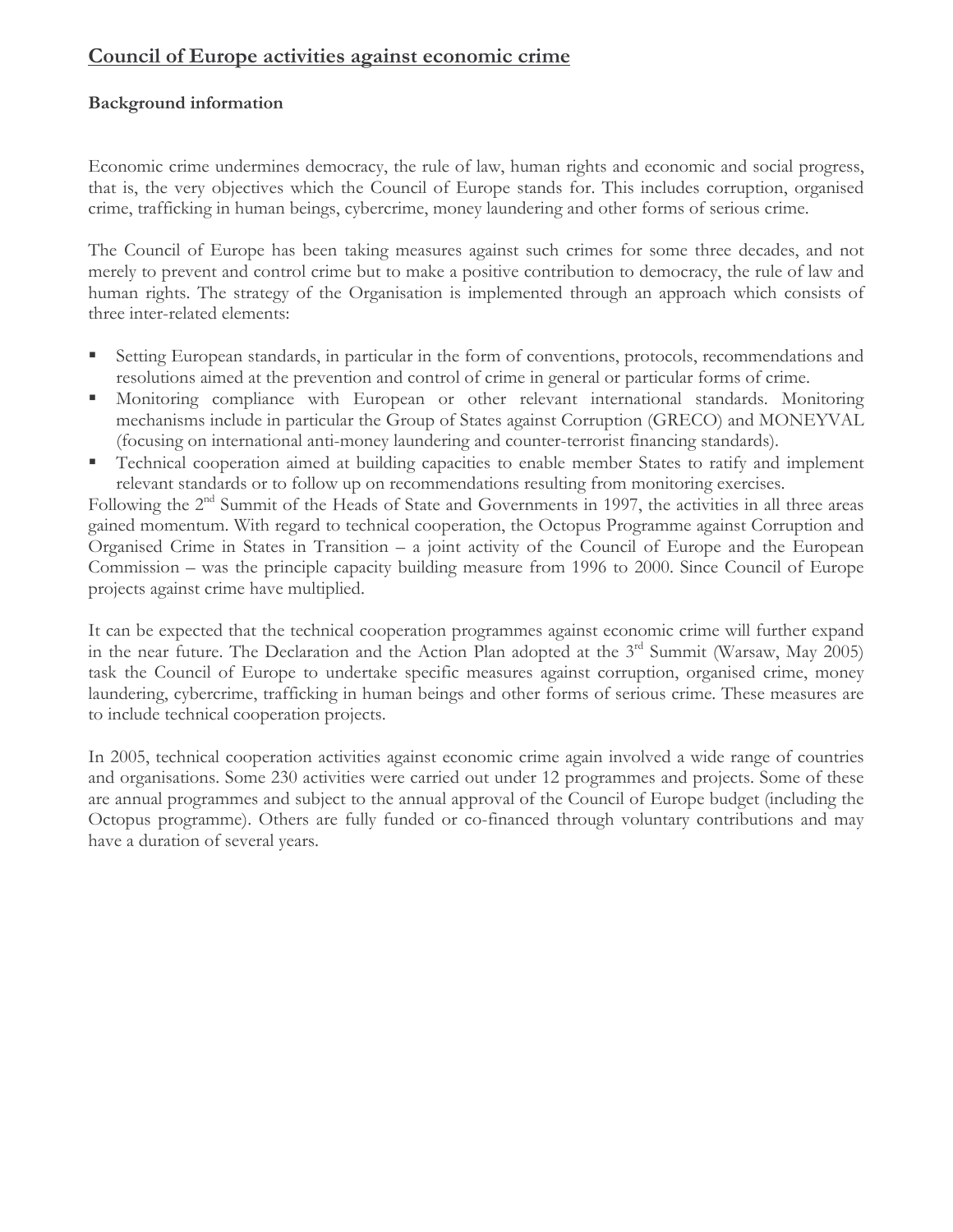## Council of Europe activities against economic crime

**Background information**

Economic crime undermines democracy, the rule of law, human rights and economic and social progress, that is, the very objectives which the Council of Europe stands for. This includes corruption, organised crime, trafficking in human beings, cybercrime, money laundering and other forms of serious crime.

The Council of Europe has been taking measures against such crimes for some three decades, and not merely to prevent and control crime but to make a positive contribution to democracy, the rule of law and human rights. The strategy of the Organisation is implemented through an approach which consists of three inter-related elements:

- Setting European standards, in particular in the form of conventions, protocols, recommendations and resolutions aimed at the prevention and control of crime in general or particular forms of crime.
- Monitoring compliance with European or other relevant international standards. Monitoring mechanisms include in particular the Group of States against Corruption (GRECO) and MONEYVAL (focusing on international anti-money laundering and counter-terrorist financing standards).
- Technical cooperation aimed at building capacities to enable member States to ratify and implement relevant standards or to follow up on recommendations resulting from monitoring exercises.

Following the 2nd Summit of the Heads of State and Governments in 1997, the activities in all three areas gained momentum. With regard to technical cooperation, the Octopus Programme against Corruption and Organised Crime in States in Transition – a joint activity of the Council of Europe and the European Commission – was the principle capacity building measure from 1996 to 2000. Since Council of Europe projects against crime have multiplied.

It can be expected that the technical cooperation programmes against economic crime will further expand in the near future. The Declaration and the Action Plan adopted at the 3rd Summit (Warsaw, May 2005) task the Council of Europe to undertake specific measures against corruption, organised crime, money laundering, cybercrime, trafficking in human beings and other forms of serious crime. These measures are to include technical cooperation projects.

In 2005, technical cooperation activities against economic crime again involved a wide range of countries and organisations. Some 230 activities were carried out under 12 programmes and projects. Some of these are annual programmes and subject to the annual approval of the Council of Europe budget (including the Octopus programme). Others are fully funded or co-financed through voluntary contributions and may have a duration of several years.